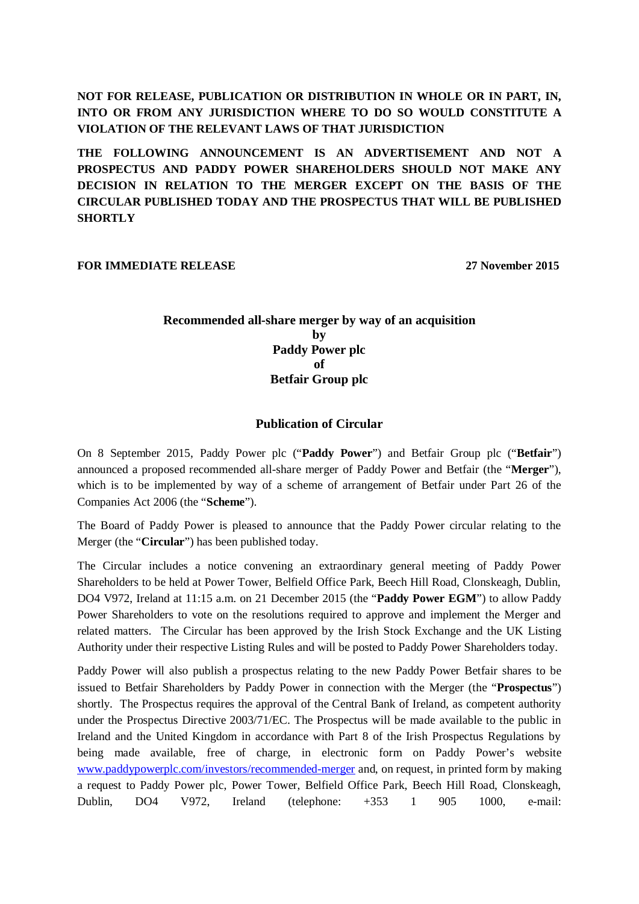**NOT FOR RELEASE, PUBLICATION OR DISTRIBUTION IN WHOLE OR IN PART, IN, INTO OR FROM ANY JURISDICTION WHERE TO DO SO WOULD CONSTITUTE A VIOLATION OF THE RELEVANT LAWS OF THAT JURISDICTION**

**THE FOLLOWING ANNOUNCEMENT IS AN ADVERTISEMENT AND NOT A PROSPECTUS AND PADDY POWER SHAREHOLDERS SHOULD NOT MAKE ANY DECISION IN RELATION TO THE MERGER EXCEPT ON THE BASIS OF THE CIRCULAR PUBLISHED TODAY AND THE PROSPECTUS THAT WILL BE PUBLISHED SHORTLY**

**FOR IMMEDIATE RELEASE** **27 November 2015**

**Recommended all-share merger by way of an acquisition**
**by**
**Paddy Power plc**
**of**
**Betfair Group plc**

**Publication of Circular**

On 8 September 2015, Paddy Power plc ("**Paddy Power**") and Betfair Group plc ("**Betfair**") announced a proposed recommended all-share merger of Paddy Power and Betfair (the "**Merger**"), which is to be implemented by way of a scheme of arrangement of Betfair under Part 26 of the Companies Act 2006 (the "**Scheme**").

The Board of Paddy Power is pleased to announce that the Paddy Power circular relating to the Merger (the "**Circular**") has been published today.

The Circular includes a notice convening an extraordinary general meeting of Paddy Power Shareholders to be held at Power Tower, Belfield Office Park, Beech Hill Road, Clonskeagh, Dublin, DO4 V972, Ireland at 11:15 a.m. on 21 December 2015 (the "**Paddy Power EGM**") to allow Paddy Power Shareholders to vote on the resolutions required to approve and implement the Merger and related matters. The Circular has been approved by the Irish Stock Exchange and the UK Listing Authority under their respective Listing Rules and will be posted to Paddy Power Shareholders today.

Paddy Power will also publish a prospectus relating to the new Paddy Power Betfair shares to be issued to Betfair Shareholders by Paddy Power in connection with the Merger (the "**Prospectus**") shortly. The Prospectus requires the approval of the Central Bank of Ireland, as competent authority under the Prospectus Directive 2003/71/EC. The Prospectus will be made available to the public in Ireland and the United Kingdom in accordance with Part 8 of the Irish Prospectus Regulations by being made available, free of charge, in electronic form on Paddy Power's website www.paddypowerplc.com/investors/recommended-merger and, on request, in printed form by making a request to Paddy Power plc, Power Tower, Belfield Office Park, Beech Hill Road, Clonskeagh, Dublin, DO4 V972, Ireland (telephone: +353 1 905 1000, e-mail: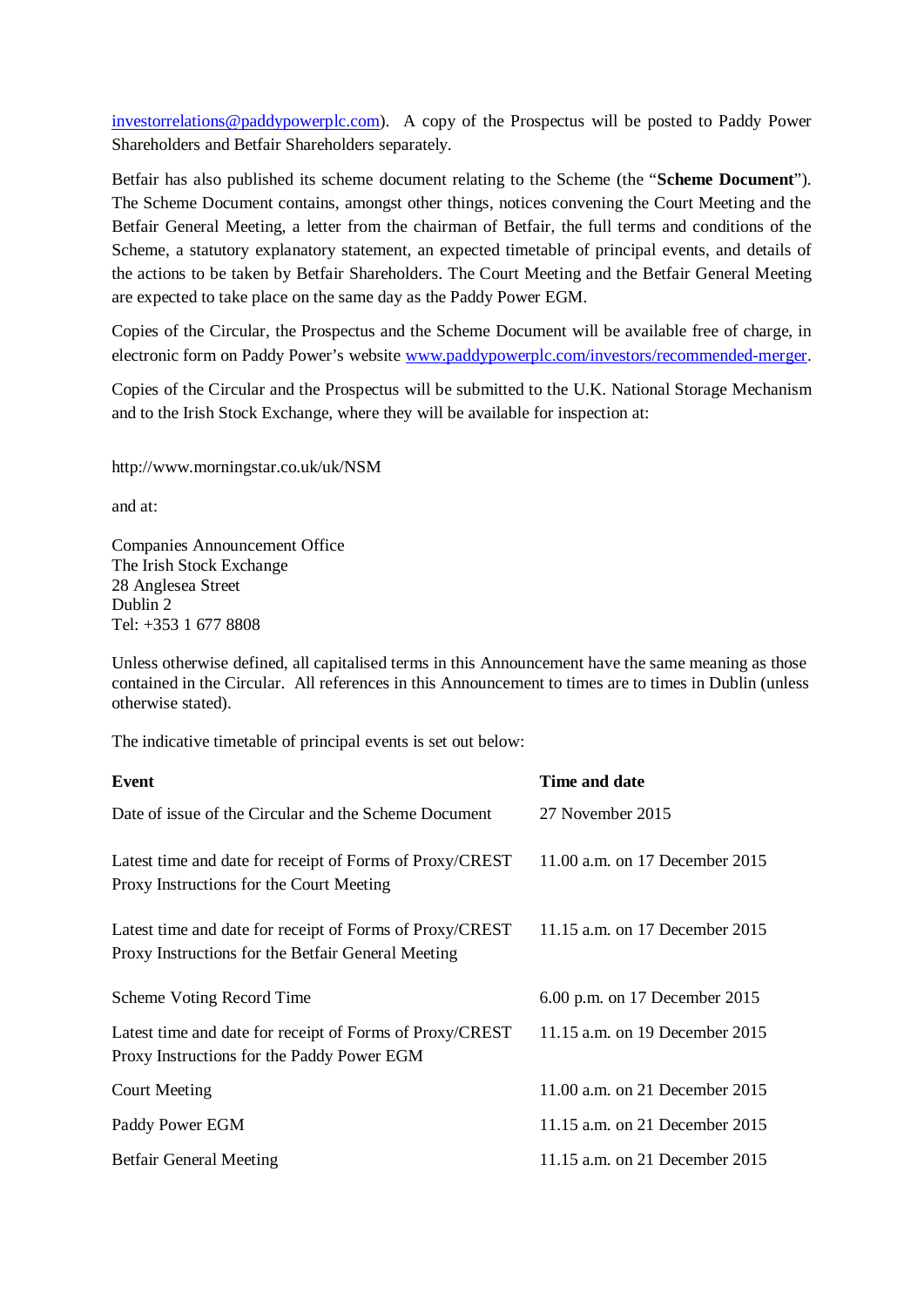investorrelations@paddypowerplc.com). A copy of the Prospectus will be posted to Paddy Power Shareholders and Betfair Shareholders separately.

Betfair has also published its scheme document relating to the Scheme (the "**Scheme Document**"). The Scheme Document contains, amongst other things, notices convening the Court Meeting and the Betfair General Meeting, a letter from the chairman of Betfair, the full terms and conditions of the Scheme, a statutory explanatory statement, an expected timetable of principal events, and details of the actions to be taken by Betfair Shareholders. The Court Meeting and the Betfair General Meeting are expected to take place on the same day as the Paddy Power EGM.

Copies of the Circular, the Prospectus and the Scheme Document will be available free of charge, in electronic form on Paddy Power's website www.paddypowerplc.com/investors/recommended-merger.

Copies of the Circular and the Prospectus will be submitted to the U.K. National Storage Mechanism and to the Irish Stock Exchange, where they will be available for inspection at:

http://www.morningstar.co.uk/uk/NSM

and at:

Companies Announcement Office
The Irish Stock Exchange
28 Anglesea Street
Dublin 2
Tel: +353 1 677 8808

Unless otherwise defined, all capitalised terms in this Announcement have the same meaning as those contained in the Circular. All references in this Announcement to times are to times in Dublin (unless otherwise stated).

The indicative timetable of principal events is set out below:

| **Event** | **Time and date** |
|---|---|
| Date of issue of the Circular and the Scheme Document | 27 November 2015 |
| Latest time and date for receipt of Forms of Proxy/CREST Proxy Instructions for the Court Meeting | 11.00 a.m. on 17 December 2015 |
| Latest time and date for receipt of Forms of Proxy/CREST Proxy Instructions for the Betfair General Meeting | 11.15 a.m. on 17 December 2015 |
| Scheme Voting Record Time | 6.00 p.m. on 17 December 2015 |
| Latest time and date for receipt of Forms of Proxy/CREST Proxy Instructions for the Paddy Power EGM | 11.15 a.m. on 19 December 2015 |
| Court Meeting | 11.00 a.m. on 21 December 2015 |
| Paddy Power EGM | 11.15 a.m. on 21 December 2015 |
| Betfair General Meeting | 11.15 a.m. on 21 December 2015 |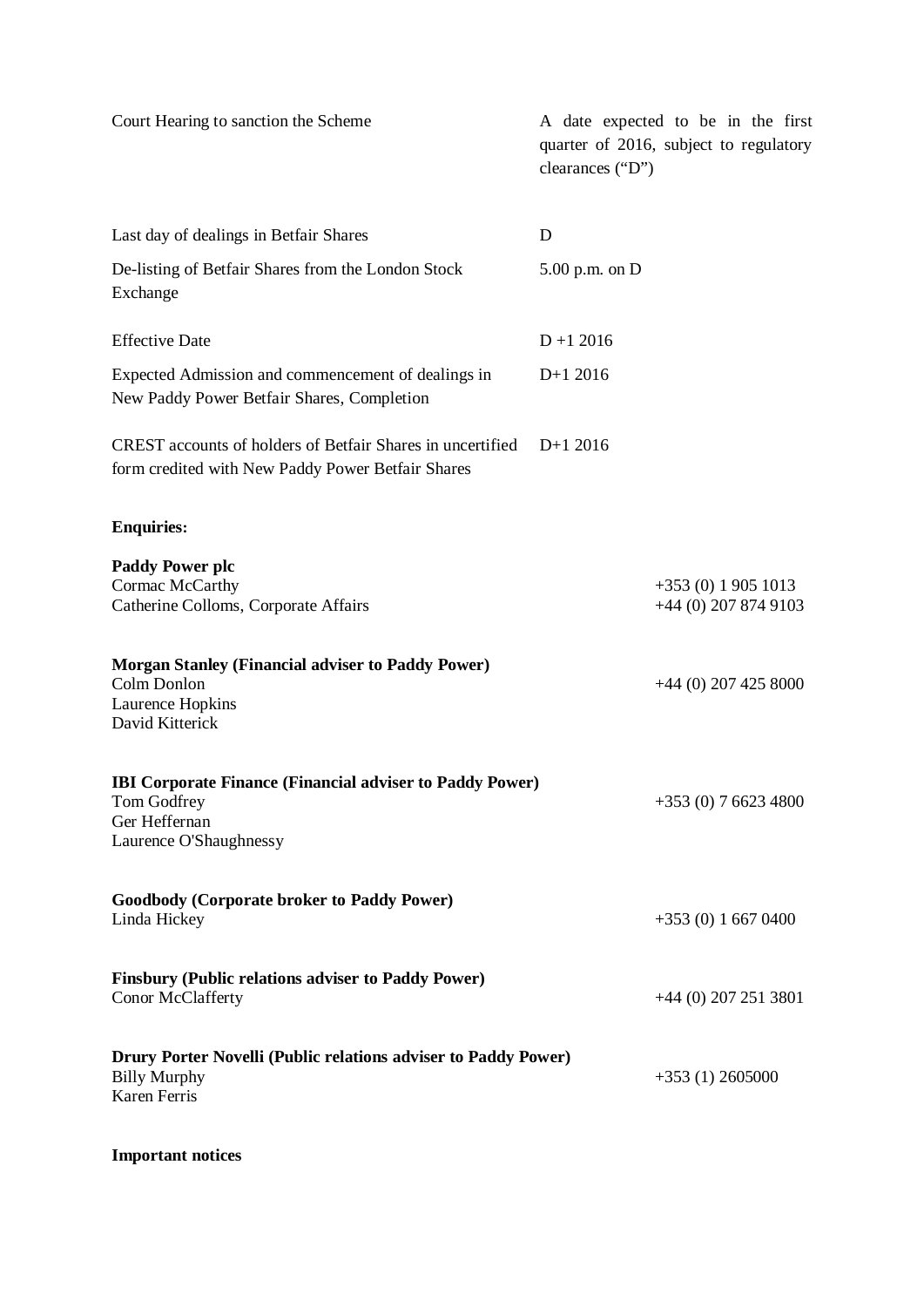| | |
|---|---|
| Court Hearing to sanction the Scheme | A date expected to be in the first quarter of 2016, subject to regulatory clearances ("D") |
| Last day of dealings in Betfair Shares | D |
| De-listing of Betfair Shares from the London Stock Exchange | 5.00 p.m. on D |
| Effective Date | D +1 2016 |
| Expected Admission and commencement of dealings in New Paddy Power Betfair Shares, Completion | D+1 2016 |
| CREST accounts of holders of Betfair Shares in uncertified form credited with New Paddy Power Betfair Shares | D+1 2016 |

**Enquiries:**

**Paddy Power plc**
Cormac McCarthy — +353 (0) 1 905 1013
Catherine Colloms, Corporate Affairs — +44 (0) 207 874 9103

**Morgan Stanley (Financial adviser to Paddy Power)**
Colm Donlon — +44 (0) 207 425 8000
Laurence Hopkins
David Kitterick

**IBI Corporate Finance (Financial adviser to Paddy Power)**
Tom Godfrey — +353 (0) 7 6623 4800
Ger Heffernan
Laurence O'Shaughnessy

**Goodbody (Corporate broker to Paddy Power)**
Linda Hickey — +353 (0) 1 667 0400

**Finsbury (Public relations adviser to Paddy Power)**
Conor McClafferty — +44 (0) 207 251 3801

**Drury Porter Novelli (Public relations adviser to Paddy Power)**
Billy Murphy — +353 (1) 2605000
Karen Ferris

**Important notices**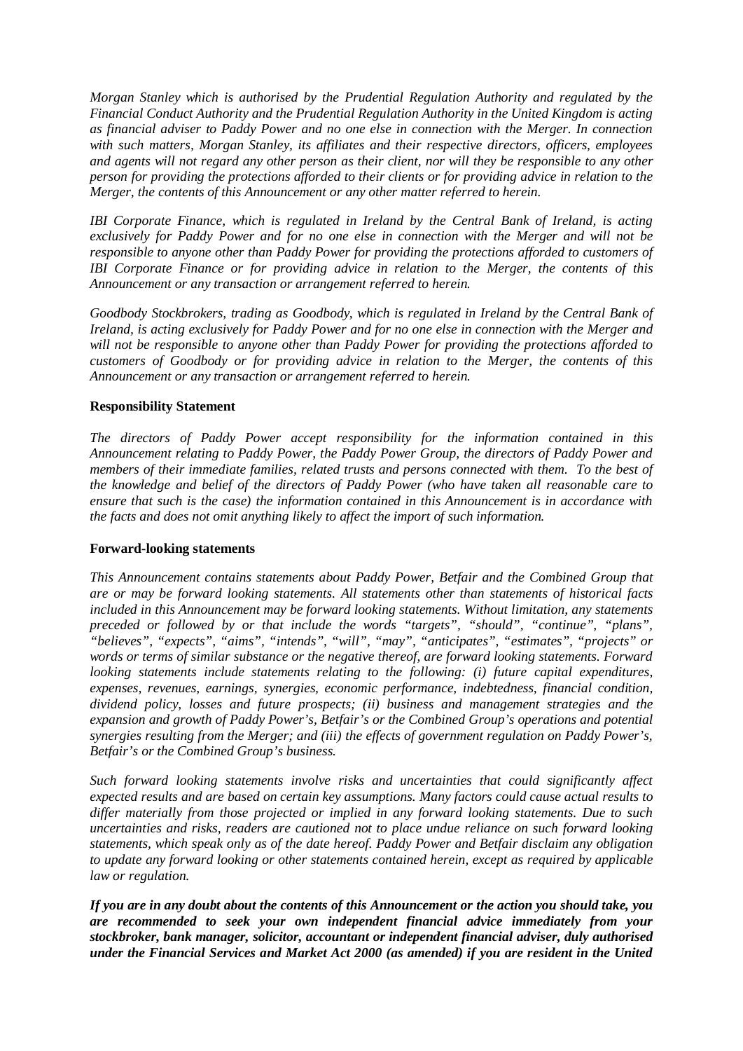*Morgan Stanley which is authorised by the Prudential Regulation Authority and regulated by the Financial Conduct Authority and the Prudential Regulation Authority in the United Kingdom is acting as financial adviser to Paddy Power and no one else in connection with the Merger. In connection with such matters, Morgan Stanley, its affiliates and their respective directors, officers, employees and agents will not regard any other person as their client, nor will they be responsible to any other person for providing the protections afforded to their clients or for providing advice in relation to the Merger, the contents of this Announcement or any other matter referred to herein.*

*IBI Corporate Finance, which is regulated in Ireland by the Central Bank of Ireland, is acting exclusively for Paddy Power and for no one else in connection with the Merger and will not be responsible to anyone other than Paddy Power for providing the protections afforded to customers of IBI Corporate Finance or for providing advice in relation to the Merger, the contents of this Announcement or any transaction or arrangement referred to herein.*

*Goodbody Stockbrokers, trading as Goodbody, which is regulated in Ireland by the Central Bank of Ireland, is acting exclusively for Paddy Power and for no one else in connection with the Merger and will not be responsible to anyone other than Paddy Power for providing the protections afforded to customers of Goodbody or for providing advice in relation to the Merger, the contents of this Announcement or any transaction or arrangement referred to herein.*

**Responsibility Statement**

*The directors of Paddy Power accept responsibility for the information contained in this Announcement relating to Paddy Power, the Paddy Power Group, the directors of Paddy Power and members of their immediate families, related trusts and persons connected with them. To the best of the knowledge and belief of the directors of Paddy Power (who have taken all reasonable care to ensure that such is the case) the information contained in this Announcement is in accordance with the facts and does not omit anything likely to affect the import of such information.*

**Forward-looking statements**

*This Announcement contains statements about Paddy Power, Betfair and the Combined Group that are or may be forward looking statements. All statements other than statements of historical facts included in this Announcement may be forward looking statements. Without limitation, any statements preceded or followed by or that include the words "targets", "should", "continue", "plans", "believes", "expects", "aims", "intends", "will", "may", "anticipates", "estimates", "projects" or words or terms of similar substance or the negative thereof, are forward looking statements. Forward looking statements include statements relating to the following: (i) future capital expenditures, expenses, revenues, earnings, synergies, economic performance, indebtedness, financial condition, dividend policy, losses and future prospects; (ii) business and management strategies and the expansion and growth of Paddy Power's, Betfair's or the Combined Group's operations and potential synergies resulting from the Merger; and (iii) the effects of government regulation on Paddy Power's, Betfair's or the Combined Group's business.*

*Such forward looking statements involve risks and uncertainties that could significantly affect expected results and are based on certain key assumptions. Many factors could cause actual results to differ materially from those projected or implied in any forward looking statements. Due to such uncertainties and risks, readers are cautioned not to place undue reliance on such forward looking statements, which speak only as of the date hereof. Paddy Power and Betfair disclaim any obligation to update any forward looking or other statements contained herein, except as required by applicable law or regulation.*

***If you are in any doubt about the contents of this Announcement or the action you should take, you are recommended to seek your own independent financial advice immediately from your stockbroker, bank manager, solicitor, accountant or independent financial adviser, duly authorised under the Financial Services and Market Act 2000 (as amended) if you are resident in the United***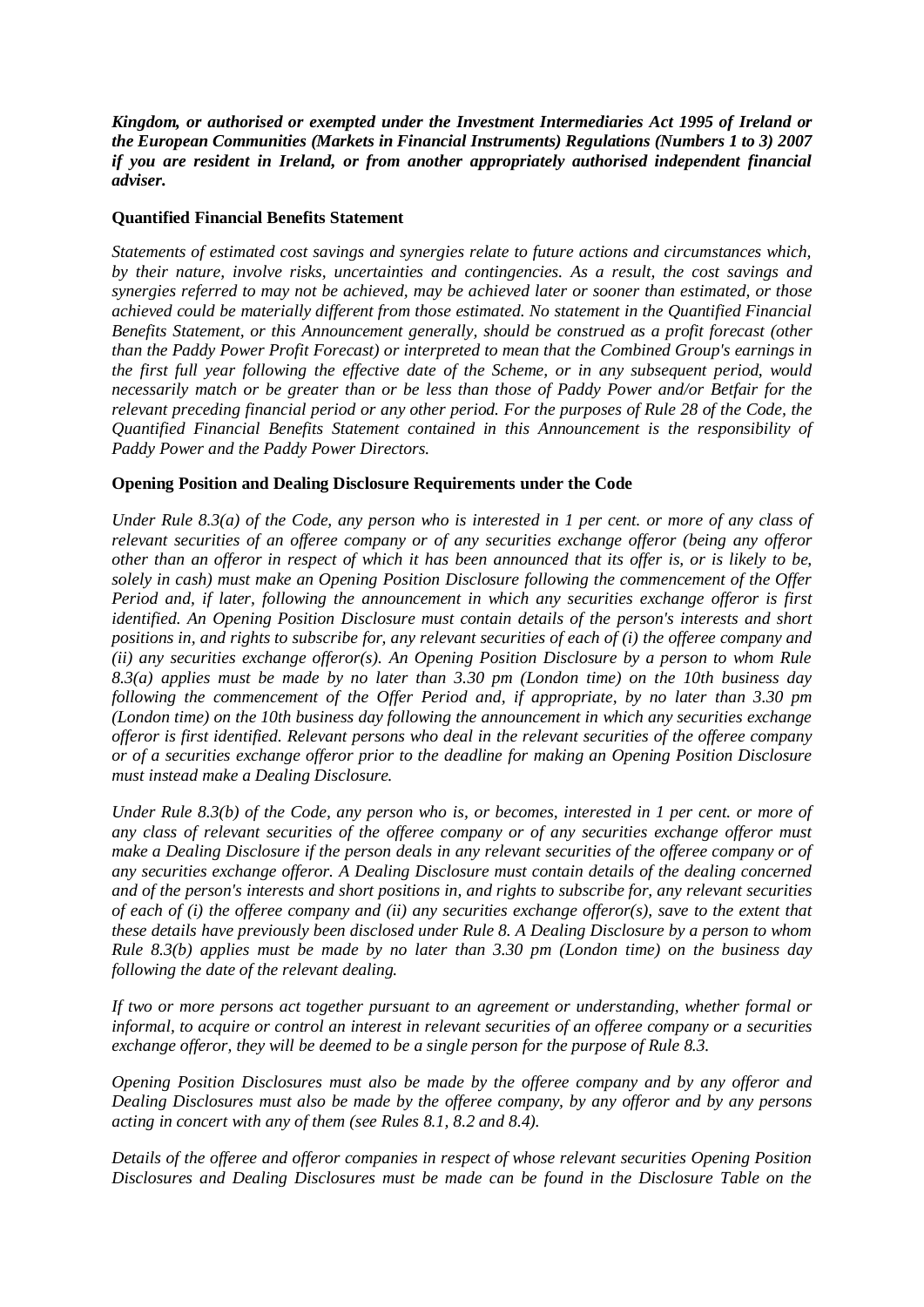***Kingdom, or authorised or exempted under the Investment Intermediaries Act 1995 of Ireland or the European Communities (Markets in Financial Instruments) Regulations (Numbers 1 to 3) 2007 if you are resident in Ireland, or from another appropriately authorised independent financial adviser.***

**Quantified Financial Benefits Statement**

*Statements of estimated cost savings and synergies relate to future actions and circumstances which, by their nature, involve risks, uncertainties and contingencies. As a result, the cost savings and synergies referred to may not be achieved, may be achieved later or sooner than estimated, or those achieved could be materially different from those estimated. No statement in the Quantified Financial Benefits Statement, or this Announcement generally, should be construed as a profit forecast (other than the Paddy Power Profit Forecast) or interpreted to mean that the Combined Group's earnings in the first full year following the effective date of the Scheme, or in any subsequent period, would necessarily match or be greater than or be less than those of Paddy Power and/or Betfair for the relevant preceding financial period or any other period. For the purposes of Rule 28 of the Code, the Quantified Financial Benefits Statement contained in this Announcement is the responsibility of Paddy Power and the Paddy Power Directors.*

**Opening Position and Dealing Disclosure Requirements under the Code**

*Under Rule 8.3(a) of the Code, any person who is interested in 1 per cent. or more of any class of relevant securities of an offeree company or of any securities exchange offeror (being any offeror other than an offeror in respect of which it has been announced that its offer is, or is likely to be, solely in cash) must make an Opening Position Disclosure following the commencement of the Offer Period and, if later, following the announcement in which any securities exchange offeror is first identified. An Opening Position Disclosure must contain details of the person's interests and short positions in, and rights to subscribe for, any relevant securities of each of (i) the offeree company and (ii) any securities exchange offeror(s). An Opening Position Disclosure by a person to whom Rule 8.3(a) applies must be made by no later than 3.30 pm (London time) on the 10th business day following the commencement of the Offer Period and, if appropriate, by no later than 3.30 pm (London time) on the 10th business day following the announcement in which any securities exchange offeror is first identified. Relevant persons who deal in the relevant securities of the offeree company or of a securities exchange offeror prior to the deadline for making an Opening Position Disclosure must instead make a Dealing Disclosure.*

*Under Rule 8.3(b) of the Code, any person who is, or becomes, interested in 1 per cent. or more of any class of relevant securities of the offeree company or of any securities exchange offeror must make a Dealing Disclosure if the person deals in any relevant securities of the offeree company or of any securities exchange offeror. A Dealing Disclosure must contain details of the dealing concerned and of the person's interests and short positions in, and rights to subscribe for, any relevant securities of each of (i) the offeree company and (ii) any securities exchange offeror(s), save to the extent that these details have previously been disclosed under Rule 8. A Dealing Disclosure by a person to whom Rule 8.3(b) applies must be made by no later than 3.30 pm (London time) on the business day following the date of the relevant dealing.*

*If two or more persons act together pursuant to an agreement or understanding, whether formal or informal, to acquire or control an interest in relevant securities of an offeree company or a securities exchange offeror, they will be deemed to be a single person for the purpose of Rule 8.3.*

*Opening Position Disclosures must also be made by the offeree company and by any offeror and Dealing Disclosures must also be made by the offeree company, by any offeror and by any persons acting in concert with any of them (see Rules 8.1, 8.2 and 8.4).*

*Details of the offeree and offeror companies in respect of whose relevant securities Opening Position Disclosures and Dealing Disclosures must be made can be found in the Disclosure Table on the*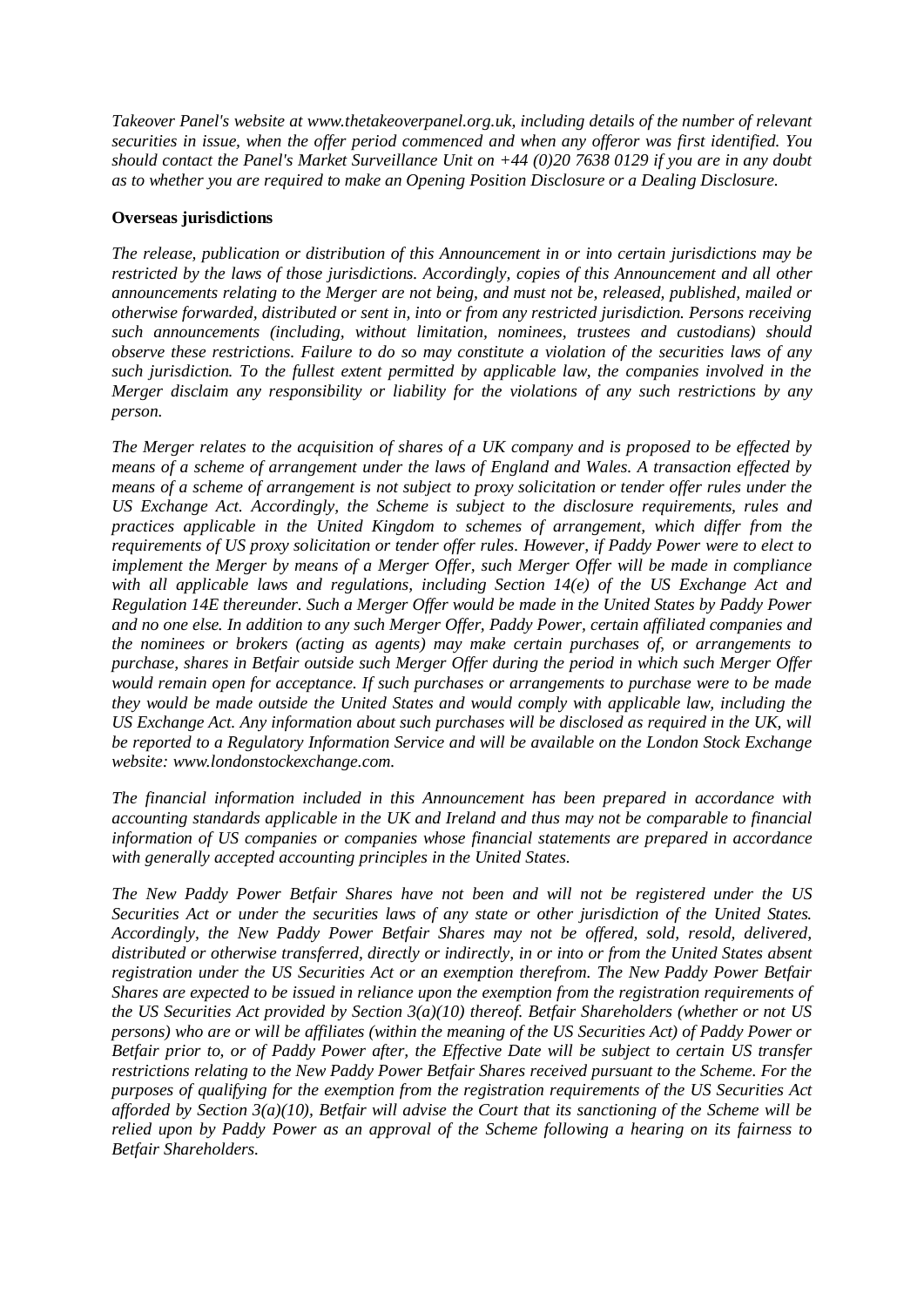*Takeover Panel's website at www.thetakeoverpanel.org.uk, including details of the number of relevant securities in issue, when the offer period commenced and when any offeror was first identified. You should contact the Panel's Market Surveillance Unit on +44 (0)20 7638 0129 if you are in any doubt as to whether you are required to make an Opening Position Disclosure or a Dealing Disclosure.*

**Overseas jurisdictions**

*The release, publication or distribution of this Announcement in or into certain jurisdictions may be restricted by the laws of those jurisdictions. Accordingly, copies of this Announcement and all other announcements relating to the Merger are not being, and must not be, released, published, mailed or otherwise forwarded, distributed or sent in, into or from any restricted jurisdiction. Persons receiving such announcements (including, without limitation, nominees, trustees and custodians) should observe these restrictions. Failure to do so may constitute a violation of the securities laws of any such jurisdiction. To the fullest extent permitted by applicable law, the companies involved in the Merger disclaim any responsibility or liability for the violations of any such restrictions by any person.*

*The Merger relates to the acquisition of shares of a UK company and is proposed to be effected by means of a scheme of arrangement under the laws of England and Wales. A transaction effected by means of a scheme of arrangement is not subject to proxy solicitation or tender offer rules under the US Exchange Act. Accordingly, the Scheme is subject to the disclosure requirements, rules and practices applicable in the United Kingdom to schemes of arrangement, which differ from the requirements of US proxy solicitation or tender offer rules. However, if Paddy Power were to elect to implement the Merger by means of a Merger Offer, such Merger Offer will be made in compliance with all applicable laws and regulations, including Section 14(e) of the US Exchange Act and Regulation 14E thereunder. Such a Merger Offer would be made in the United States by Paddy Power and no one else. In addition to any such Merger Offer, Paddy Power, certain affiliated companies and the nominees or brokers (acting as agents) may make certain purchases of, or arrangements to purchase, shares in Betfair outside such Merger Offer during the period in which such Merger Offer would remain open for acceptance. If such purchases or arrangements to purchase were to be made they would be made outside the United States and would comply with applicable law, including the US Exchange Act. Any information about such purchases will be disclosed as required in the UK, will be reported to a Regulatory Information Service and will be available on the London Stock Exchange website: www.londonstockexchange.com.*

*The financial information included in this Announcement has been prepared in accordance with accounting standards applicable in the UK and Ireland and thus may not be comparable to financial information of US companies or companies whose financial statements are prepared in accordance with generally accepted accounting principles in the United States.*

*The New Paddy Power Betfair Shares have not been and will not be registered under the US Securities Act or under the securities laws of any state or other jurisdiction of the United States. Accordingly, the New Paddy Power Betfair Shares may not be offered, sold, resold, delivered, distributed or otherwise transferred, directly or indirectly, in or into or from the United States absent registration under the US Securities Act or an exemption therefrom. The New Paddy Power Betfair Shares are expected to be issued in reliance upon the exemption from the registration requirements of the US Securities Act provided by Section 3(a)(10) thereof. Betfair Shareholders (whether or not US persons) who are or will be affiliates (within the meaning of the US Securities Act) of Paddy Power or Betfair prior to, or of Paddy Power after, the Effective Date will be subject to certain US transfer restrictions relating to the New Paddy Power Betfair Shares received pursuant to the Scheme. For the purposes of qualifying for the exemption from the registration requirements of the US Securities Act afforded by Section 3(a)(10), Betfair will advise the Court that its sanctioning of the Scheme will be relied upon by Paddy Power as an approval of the Scheme following a hearing on its fairness to Betfair Shareholders.*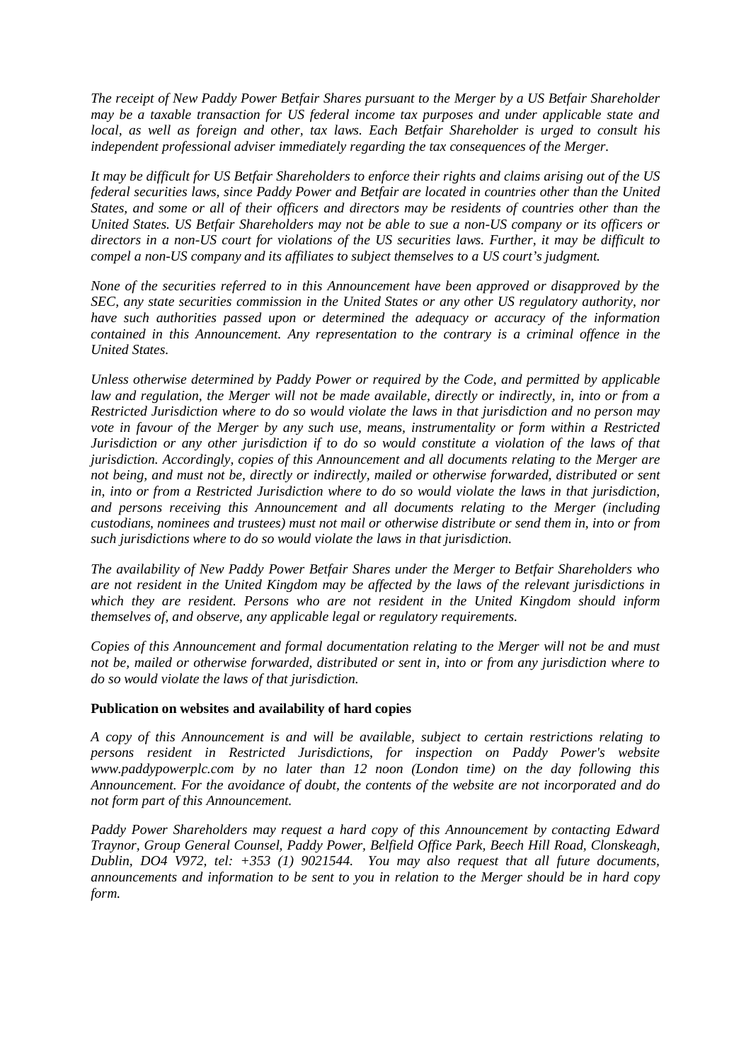*The receipt of New Paddy Power Betfair Shares pursuant to the Merger by a US Betfair Shareholder may be a taxable transaction for US federal income tax purposes and under applicable state and local, as well as foreign and other, tax laws. Each Betfair Shareholder is urged to consult his independent professional adviser immediately regarding the tax consequences of the Merger.*

*It may be difficult for US Betfair Shareholders to enforce their rights and claims arising out of the US federal securities laws, since Paddy Power and Betfair are located in countries other than the United States, and some or all of their officers and directors may be residents of countries other than the United States. US Betfair Shareholders may not be able to sue a non-US company or its officers or directors in a non-US court for violations of the US securities laws. Further, it may be difficult to compel a non-US company and its affiliates to subject themselves to a US court's judgment.*

*None of the securities referred to in this Announcement have been approved or disapproved by the SEC, any state securities commission in the United States or any other US regulatory authority, nor have such authorities passed upon or determined the adequacy or accuracy of the information contained in this Announcement. Any representation to the contrary is a criminal offence in the United States.*

*Unless otherwise determined by Paddy Power or required by the Code, and permitted by applicable law and regulation, the Merger will not be made available, directly or indirectly, in, into or from a Restricted Jurisdiction where to do so would violate the laws in that jurisdiction and no person may vote in favour of the Merger by any such use, means, instrumentality or form within a Restricted Jurisdiction or any other jurisdiction if to do so would constitute a violation of the laws of that jurisdiction. Accordingly, copies of this Announcement and all documents relating to the Merger are not being, and must not be, directly or indirectly, mailed or otherwise forwarded, distributed or sent in, into or from a Restricted Jurisdiction where to do so would violate the laws in that jurisdiction, and persons receiving this Announcement and all documents relating to the Merger (including custodians, nominees and trustees) must not mail or otherwise distribute or send them in, into or from such jurisdictions where to do so would violate the laws in that jurisdiction.*

*The availability of New Paddy Power Betfair Shares under the Merger to Betfair Shareholders who are not resident in the United Kingdom may be affected by the laws of the relevant jurisdictions in which they are resident. Persons who are not resident in the United Kingdom should inform themselves of, and observe, any applicable legal or regulatory requirements.*

*Copies of this Announcement and formal documentation relating to the Merger will not be and must not be, mailed or otherwise forwarded, distributed or sent in, into or from any jurisdiction where to do so would violate the laws of that jurisdiction.*

**Publication on websites and availability of hard copies**

*A copy of this Announcement is and will be available, subject to certain restrictions relating to persons resident in Restricted Jurisdictions, for inspection on Paddy Power's website www.paddypowerplc.com by no later than 12 noon (London time) on the day following this Announcement. For the avoidance of doubt, the contents of the website are not incorporated and do not form part of this Announcement.*

*Paddy Power Shareholders may request a hard copy of this Announcement by contacting Edward Traynor, Group General Counsel, Paddy Power, Belfield Office Park, Beech Hill Road, Clonskeagh, Dublin, DO4 V972, tel: +353 (1) 9021544. You may also request that all future documents, announcements and information to be sent to you in relation to the Merger should be in hard copy form.*